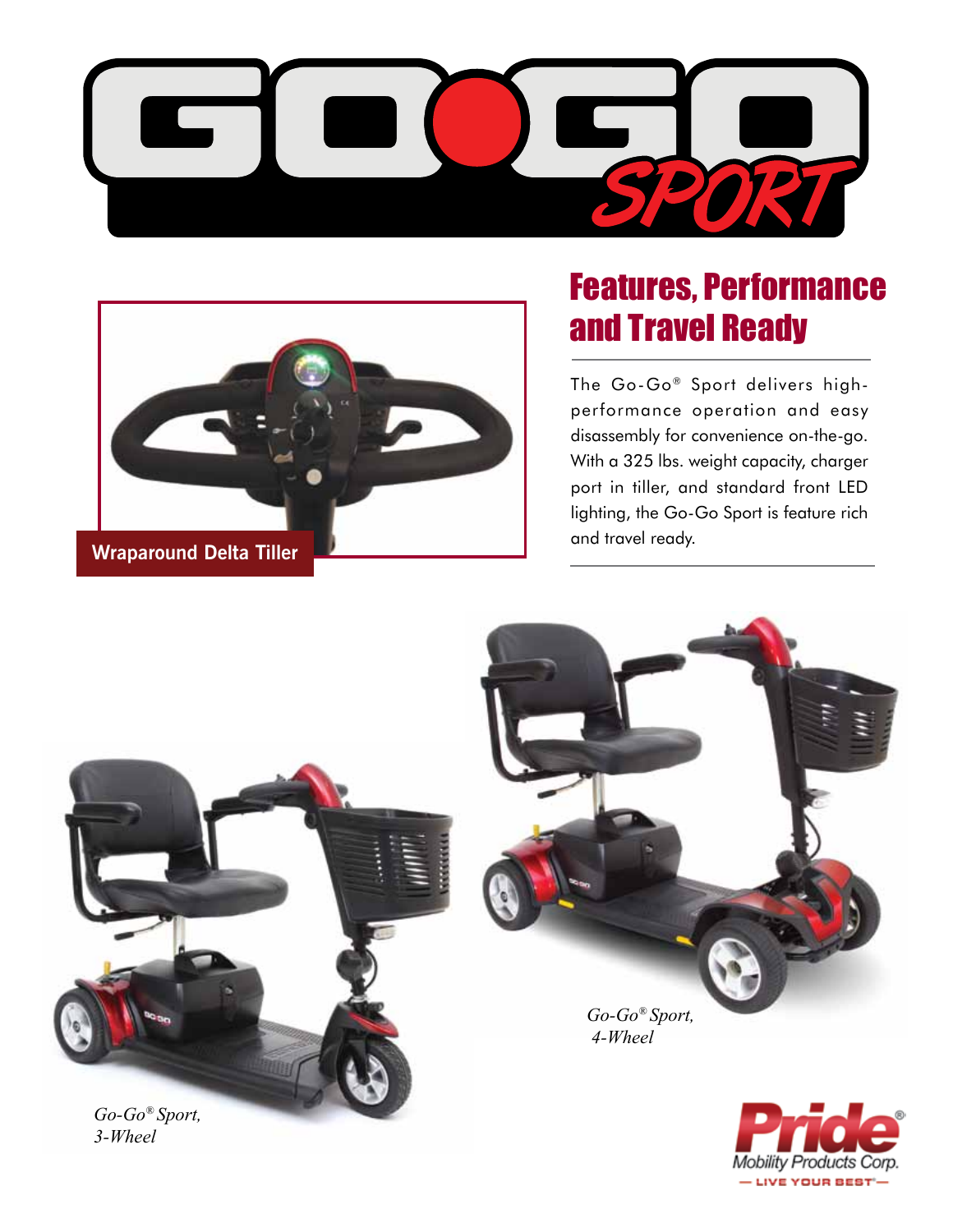# GO-GO SPORT

Wraparound Delta Tiller

## Features, Performance and Travel Ready

The Go-Go® Sport delivers high-performance operation and easy disassembly for convenience on-the-go. With a 325 lbs. weight capacity, charger port in tiller, and standard front LED lighting, the Go-Go Sport is feature rich and travel ready.

*Go-Go® Sport, 4-Wheel*

*Go-Go® Sport, 3-Wheel*

Pride® Mobility Products Corp.
— LIVE YOUR BEST® —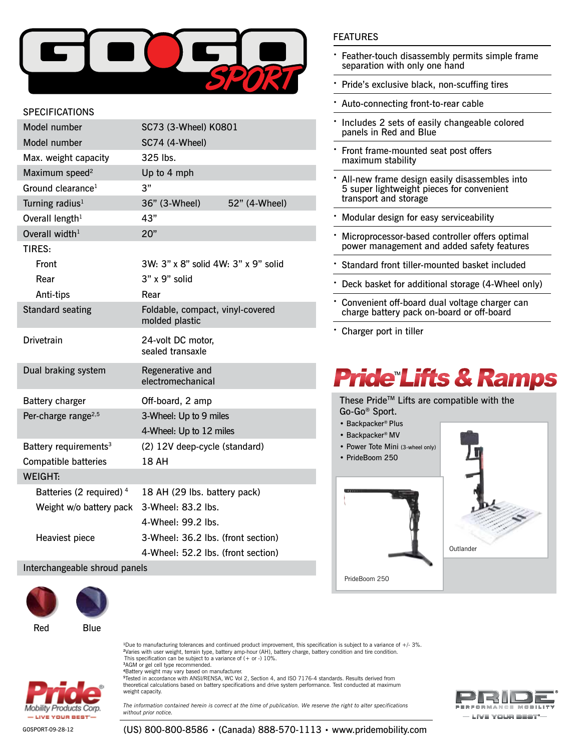# GO-GO SPORT

## SPECIFICATIONS

| | | |
|---|---|---|
| Model number | SC73 (3-Wheel) K0801 | |
| Model number | SC74 (4-Wheel) | |
| Max. weight capacity | 325 lbs. | |
| Maximum speed[2] | Up to 4 mph | |
| Ground clearance[1] | 3" | |
| Turning radius[1] | 36" (3-Wheel) | 52" (4-Wheel) |
| Overall length[1] | 43" | |
| Overall width[1] | 20" | |
| TIRES: | | |
| Front | 3W: 3" x 8" solid 4W: 3" x 9" solid | |
| Rear | 3" x 9" solid | |
| Anti-tips | Rear | |
| Standard seating | Foldable, compact, vinyl-covered molded plastic | |
| Drivetrain | 24-volt DC motor, sealed transaxle | |
| Dual braking system | Regenerative and electromechanical | |
| Battery charger | Off-board, 2 amp | |
| Per-charge range[2,5] | 3-Wheel: Up to 9 miles | |
| | 4-Wheel: Up to 12 miles | |
| Battery requirements[3] | (2) 12V deep-cycle (standard) | |
| Compatible batteries | 18 AH | |
| WEIGHT: | | |
| Batteries (2 required)[4] | 18 AH (29 lbs. battery pack) | |
| Weight w/o battery pack | 3-Wheel: 83.2 lbs. | |
| | 4-Wheel: 99.2 lbs. | |
| Heaviest piece | 3-Wheel: 36.2 lbs. (front section) | |
| | 4-Wheel: 52.2 lbs. (front section) | |
| Interchangeable shroud panels | | |

Red Blue

## FEATURES

- Feather-touch disassembly permits simple frame separation with only one hand
- Pride's exclusive black, non-scuffing tires
- Auto-connecting front-to-rear cable
- Includes 2 sets of easily changeable colored panels in Red and Blue
- Front frame-mounted seat post offers maximum stability
- All-new frame design easily disassembles into 5 super lightweight pieces for convenient transport and storage
- Modular design for easy serviceability
- Microprocessor-based controller offers optimal power management and added safety features
- Standard front tiller-mounted basket included
- Deck basket for additional storage (4-Wheel only)
- Convenient off-board dual voltage charger can charge battery pack on-board or off-board
- Charger port in tiller

## Pride™ Lifts & Ramps

These Pride™ Lifts are compatible with the Go-Go® Sport.

- Backpacker® Plus
- Backpacker® MV
- Power Tote Mini (3-wheel only)
- PrideBoom 250

PrideBoom 250

Outlander

[1]Due to manufacturing tolerances and continued product improvement, this specification is subject to a variance of +/- 3%.
[2]Varies with user weight, terrain type, battery amp-hour (AH), battery charge, battery condition and tire condition. This specification can be subject to a variance of (+ or -) 10%.
[3]AGM or gel cell type recommended.
[4]Battery weight may vary based on manufacturer.
[5]Tested in accordance with ANSI/RENSA, WC Vol 2, Section 4, and ISO 7176-4 standards. Results derived from theoretical calculations based on battery specifications and drive system performance. Test conducted at maximum weight capacity.

*The information contained herein is correct at the time of publication. We reserve the right to alter specifications without prior notice.*

Pride Mobility Products Corp. — LIVE YOUR BEST™ —

GOSPORT-09-28-12

(US) 800-800-8586 • (Canada) 888-570-1113 • www.pridemobility.com

PRIDE® PERFORMANCE MOBILITY — LIVE YOUR BEST™ —